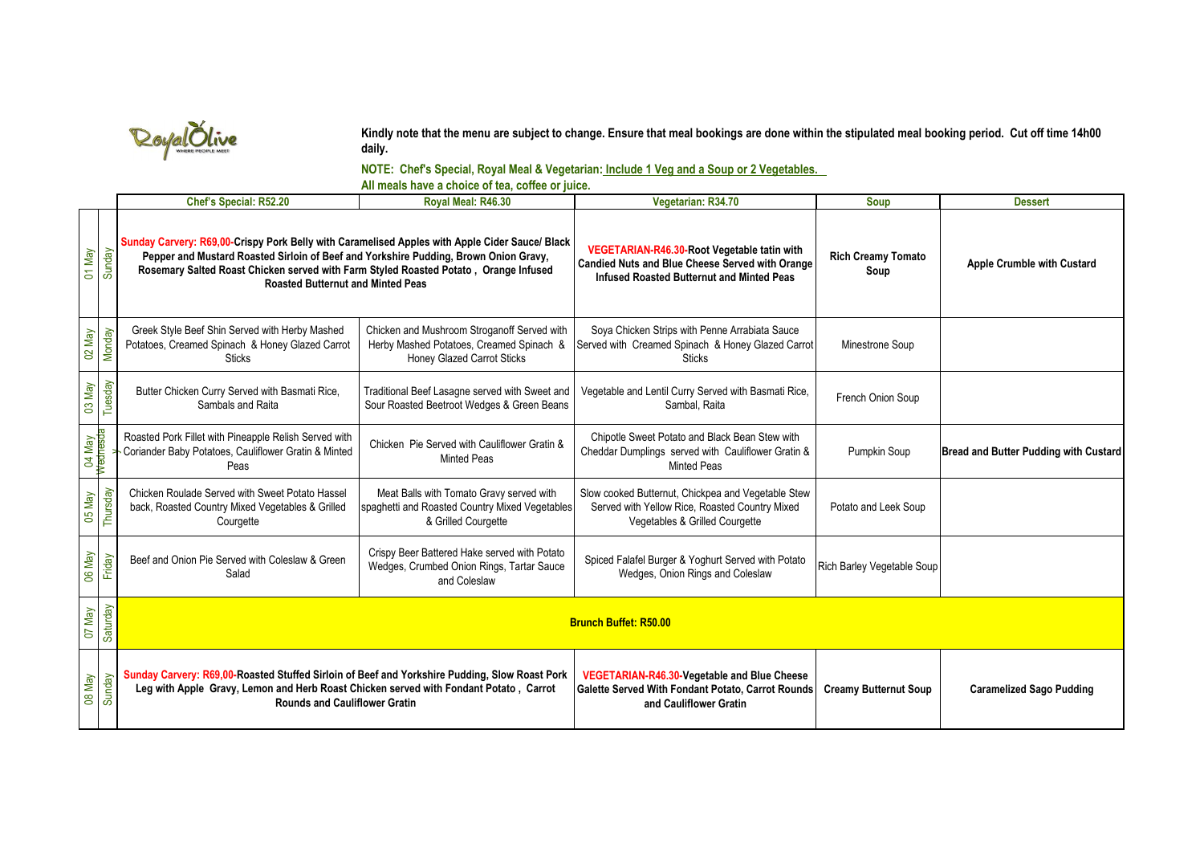Royal Olive — WHERE PEOPLE MEET

**Kindly note that the menu are subject to change. Ensure that meal bookings are done within the stipulated meal booking period. Cut off time 14h00 daily.**

**NOTE: Chef's Special, Royal Meal & Vegetarian: Include 1 Veg and a Soup or 2 Vegetables.**

**All meals have a choice of tea, coffee or juice.**

| | | Chef's Special: R52.20 | Royal Meal: R46.30 | Vegetarian: R34.70 | Soup | Dessert |
|---|---|---|---|---|---|---|
| 01 May | Sunday | **Sunday Carvery: R69,00-Crispy Pork Belly with Caramelised Apples with Apple Cider Sauce/ Black Pepper and Mustard Roasted Sirloin of Beef and Yorkshire Pudding, Brown Onion Gravy, Rosemary Salted Roast Chicken served with Farm Styled Roasted Potato , Orange Infused Roasted Butternut and Minted Peas** | | **VEGETARIAN-R46.30-Root Vegetable tatin with Candied Nuts and Blue Cheese Served with Orange Infused Roasted Butternut and Minted Peas** | **Rich Creamy Tomato Soup** | **Apple Crumble with Custard** |
| 02 May | Monday | Greek Style Beef Shin Served with Herby Mashed Potatoes, Creamed Spinach & Honey Glazed Carrot Sticks | Chicken and Mushroom Stroganoff Served with Herby Mashed Potatoes, Creamed Spinach & Honey Glazed Carrot Sticks | Soya Chicken Strips with Penne Arrabiata Sauce Served with Creamed Spinach & Honey Glazed Carrot Sticks | Minestrone Soup | |
| 03 May | Tuesday | Butter Chicken Curry Served with Basmati Rice, Sambals and Raita | Traditional Beef Lasagne served with Sweet and Sour Roasted Beetroot Wedges & Green Beans | Vegetable and Lentil Curry Served with Basmati Rice, Sambal, Raita | French Onion Soup | |
| 04 May | Wednesday | Roasted Pork Fillet with Pineapple Relish Served with Coriander Baby Potatoes, Cauliflower Gratin & Minted Peas | Chicken Pie Served with Cauliflower Gratin & Minted Peas | Chipotle Sweet Potato and Black Bean Stew with Cheddar Dumplings served with Cauliflower Gratin & Minted Peas | Pumpkin Soup | **Bread and Butter Pudding with Custard** |
| 05 May | Thursday | Chicken Roulade Served with Sweet Potato Hassel back, Roasted Country Mixed Vegetables & Grilled Courgette | Meat Balls with Tomato Gravy served with spaghetti and Roasted Country Mixed Vegetables & Grilled Courgette | Slow cooked Butternut, Chickpea and Vegetable Stew Served with Yellow Rice, Roasted Country Mixed Vegetables & Grilled Courgette | Potato and Leek Soup | |
| 06 May | Friday | Beef and Onion Pie Served with Coleslaw & Green Salad | Crispy Beer Battered Hake served with Potato Wedges, Crumbed Onion Rings, Tartar Sauce and Coleslaw | Spiced Falafel Burger & Yoghurt Served with Potato Wedges, Onion Rings and Coleslaw | Rich Barley Vegetable Soup | |
| 07 May | Saturday | **Brunch Buffet: R50.00** | | | | |
| 08 May | Sunday | **Sunday Carvery: R69,00-Roasted Stuffed Sirloin of Beef and Yorkshire Pudding, Slow Roast Pork Leg with Apple Gravy, Lemon and Herb Roast Chicken served with Fondant Potato , Carrot Rounds and Cauliflower Gratin** | | **VEGETARIAN-R46.30-Vegetable and Blue Cheese Galette Served With Fondant Potato, Carrot Rounds and Cauliflower Gratin** | **Creamy Butternut Soup** | **Caramelized Sago Pudding** |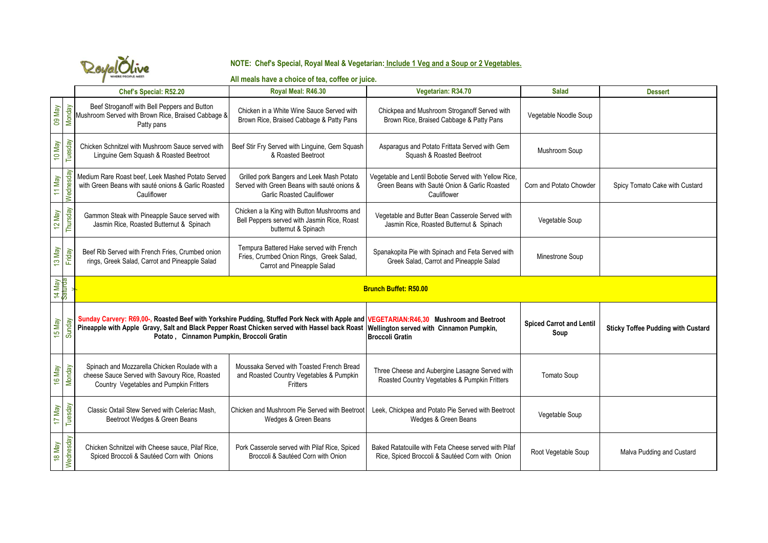Royal Olive — WHERE PEOPLE MEET

**NOTE: Chef's Special, Royal Meal & Vegetarian: Include 1 Veg and a Soup or 2 Vegetables.**

**All meals have a choice of tea, coffee or juice.**

| Date | Day | Chef's Special: R52.20 | Royal Meal: R46.30 | Vegetarian: R34.70 | Salad | Dessert |
|---|---|---|---|---|---|---|
| 09 May | Monday | Beef Stroganoff with Bell Peppers and Button Mushroom Served with Brown Rice, Braised Cabbage & Patty pans | Chicken in a White Wine Sauce Served with Brown Rice, Braised Cabbage & Patty Pans | Chickpea and Mushroom Stroganoff Served with Brown Rice, Braised Cabbage & Patty Pans | Vegetable Noodle Soup | |
| 10 May | Tuesday | Chicken Schnitzel with Mushroom Sauce served with Linguine Gem Squash & Roasted Beetroot | Beef Stir Fry Served with Linguine, Gem Squash & Roasted Beetroot | Asparagus and Potato Frittata Served with Gem Squash & Roasted Beetroot | Mushroom Soup | |
| 11 May | Wednesday | Medium Rare Roast beef, Leek Mashed Potato Served with Green Beans with sauté onions & Garlic Roasted Cauliflower | Grilled pork Bangers and Leek Mash Potato Served with Green Beans with sauté onions & Garlic Roasted Cauliflower | Vegetable and Lentil Bobotie Served with Yellow Rice, Green Beans with Sauté Onion & Garlic Roasted Cauliflower | Corn and Potato Chowder | Spicy Tomato Cake with Custard |
| 12 May | Thursday | Gammon Steak with Pineapple Sauce served with Jasmin Rice, Roasted Butternut & Spinach | Chicken a la King with Button Mushrooms and Bell Peppers served with Jasmin Rice, Roast butternut & Spinach | Vegetable and Butter Bean Casserole Served with Jasmin Rice, Roasted Butternut & Spinach | Vegetable Soup | |
| 13 May | Friday | Beef Rib Served with French Fries, Crumbed onion rings, Greek Salad, Carrot and Pineapple Salad | Tempura Battered Hake served with French Fries, Crumbed Onion Rings, Greek Salad, Carrot and Pineapple Salad | Spanakopita Pie with Spinach and Feta Served with Greek Salad, Carrot and Pineapple Salad | Minestrone Soup | |
| 14 May | Saturday | **Brunch Buffet: R50.00** | | | | |
| 15 May | Sunday | **Sunday Carvery: R69,00-, Roasted Beef with Yorkshire Pudding, Stuffed Pork Neck with Apple and Pineapple with Apple Gravy, Salt and Black Pepper Roast Chicken served with Hassel back Roast Potato , Cinnamon Pumpkin, Broccoli Gratin** | | **VEGETARIAN:R46,30 Mushroom and Beetroot Wellington served with Cinnamon Pumpkin, Broccoli Gratin** | **Spiced Carrot and Lentil Soup** | **Sticky Toffee Pudding with Custard** |
| 16 May | Monday | Spinach and Mozzarella Chicken Roulade with a cheese Sauce Served with Savoury Rice, Roasted Country Vegetables and Pumpkin Fritters | Moussaka Served with Toasted French Bread and Roasted Country Vegetables & Pumpkin Fritters | Three Cheese and Aubergine Lasagne Served with Roasted Country Vegetables & Pumpkin Fritters | Tomato Soup | |
| 17 May | Tuesday | Classic Oxtail Stew Served with Celeriac Mash, Beetroot Wedges & Green Beans | Chicken and Mushroom Pie Served with Beetroot Wedges & Green Beans | Leek, Chickpea and Potato Pie Served with Beetroot Wedges & Green Beans | Vegetable Soup | |
| 18 May | Wednesday | Chicken Schnitzel with Cheese sauce, Pilaf Rice, Spiced Broccoli & Sautéed Corn with Onions | Pork Casserole served with Pilaf Rice, Spiced Broccoli & Sautéed Corn with Onion | Baked Ratatouille with Feta Cheese served with Pilaf Rice, Spiced Broccoli & Sautéed Corn with Onion | Root Vegetable Soup | Malva Pudding and Custard |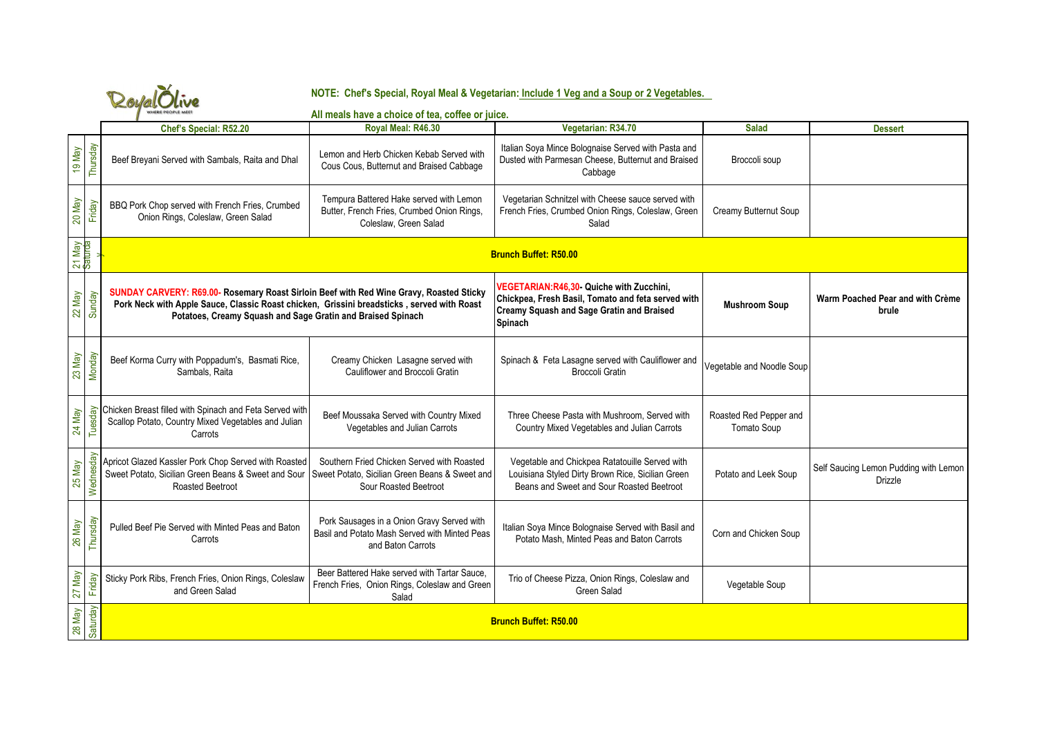RoyalOlive
WHERE PEOPLE MEET

**NOTE: Chef's Special, Royal Meal & Vegetarian: Include 1 Veg and a Soup or 2 Vegetables.**

**All meals have a choice of tea, coffee or juice.**

| | | Chef's Special: R52.20 | Royal Meal: R46.30 | Vegetarian: R34.70 | Salad | Dessert |
|---|---|---|---|---|---|---|
| 19 May | Thursday | Beef Breyani Served with Sambals, Raita and Dhal | Lemon and Herb Chicken Kebab Served with Cous Cous, Butternut and Braised Cabbage | Italian Soya Mince Bolognaise Served with Pasta and Dusted with Parmesan Cheese, Butternut and Braised Cabbage | Broccoli soup | |
| 20 May | Friday | BBQ Pork Chop served with French Fries, Crumbed Onion Rings, Coleslaw, Green Salad | Tempura Battered Hake served with Lemon Butter, French Fries, Crumbed Onion Rings, Coleslaw, Green Salad | Vegetarian Schnitzel with Cheese sauce served with French Fries, Crumbed Onion Rings, Coleslaw, Green Salad | Creamy Butternut Soup | |
| 21 May | Saturday | **Brunch Buffet: R50.00** | | | | |
| 22 May | Sunday | **SUNDAY CARVERY: R69.00- Rosemary Roast Sirloin Beef with Red Wine Gravy, Roasted Sticky Pork Neck with Apple Sauce, Classic Roast chicken, Grissini breadsticks , served with Roast Potatoes, Creamy Squash and Sage Gratin and Braised Spinach** | | **VEGETARIAN:R46,30- Quiche with Zucchini, Chickpea, Fresh Basil, Tomato and feta served with Creamy Squash and Sage Gratin and Braised Spinach** | **Mushroom Soup** | **Warm Poached Pear and with Crème brule** |
| 23 May | Monday | Beef Korma Curry with Poppadum's, Basmati Rice, Sambals, Raita | Creamy Chicken Lasagne served with Cauliflower and Broccoli Gratin | Spinach & Feta Lasagne served with Cauliflower and Broccoli Gratin | Vegetable and Noodle Soup | |
| 24 May | Tuesday | Chicken Breast filled with Spinach and Feta Served with Scallop Potato, Country Mixed Vegetables and Julian Carrots | Beef Moussaka Served with Country Mixed Vegetables and Julian Carrots | Three Cheese Pasta with Mushroom, Served with Country Mixed Vegetables and Julian Carrots | Roasted Red Pepper and Tomato Soup | |
| 25 May | Wednesday | Apricot Glazed Kassler Pork Chop Served with Roasted Sweet Potato, Sicilian Green Beans & Sweet and Sour Roasted Beetroot | Southern Fried Chicken Served with Roasted Sweet Potato, Sicilian Green Beans & Sweet and Sour Roasted Beetroot | Vegetable and Chickpea Ratatouille Served with Louisiana Styled Dirty Brown Rice, Sicilian Green Beans and Sweet and Sour Roasted Beetroot | Potato and Leek Soup | Self Saucing Lemon Pudding with Lemon Drizzle |
| 26 May | Thursday | Pulled Beef Pie Served with Minted Peas and Baton Carrots | Pork Sausages in a Onion Gravy Served with Basil and Potato Mash Served with Minted Peas and Baton Carrots | Italian Soya Mince Bolognaise Served with Basil and Potato Mash, Minted Peas and Baton Carrots | Corn and Chicken Soup | |
| 27 May | Friday | Sticky Pork Ribs, French Fries, Onion Rings, Coleslaw and Green Salad | Beer Battered Hake served with Tartar Sauce, French Fries, Onion Rings, Coleslaw and Green Salad | Trio of Cheese Pizza, Onion Rings, Coleslaw and Green Salad | Vegetable Soup | |
| 28 May | Saturday | **Brunch Buffet: R50.00** | | | | |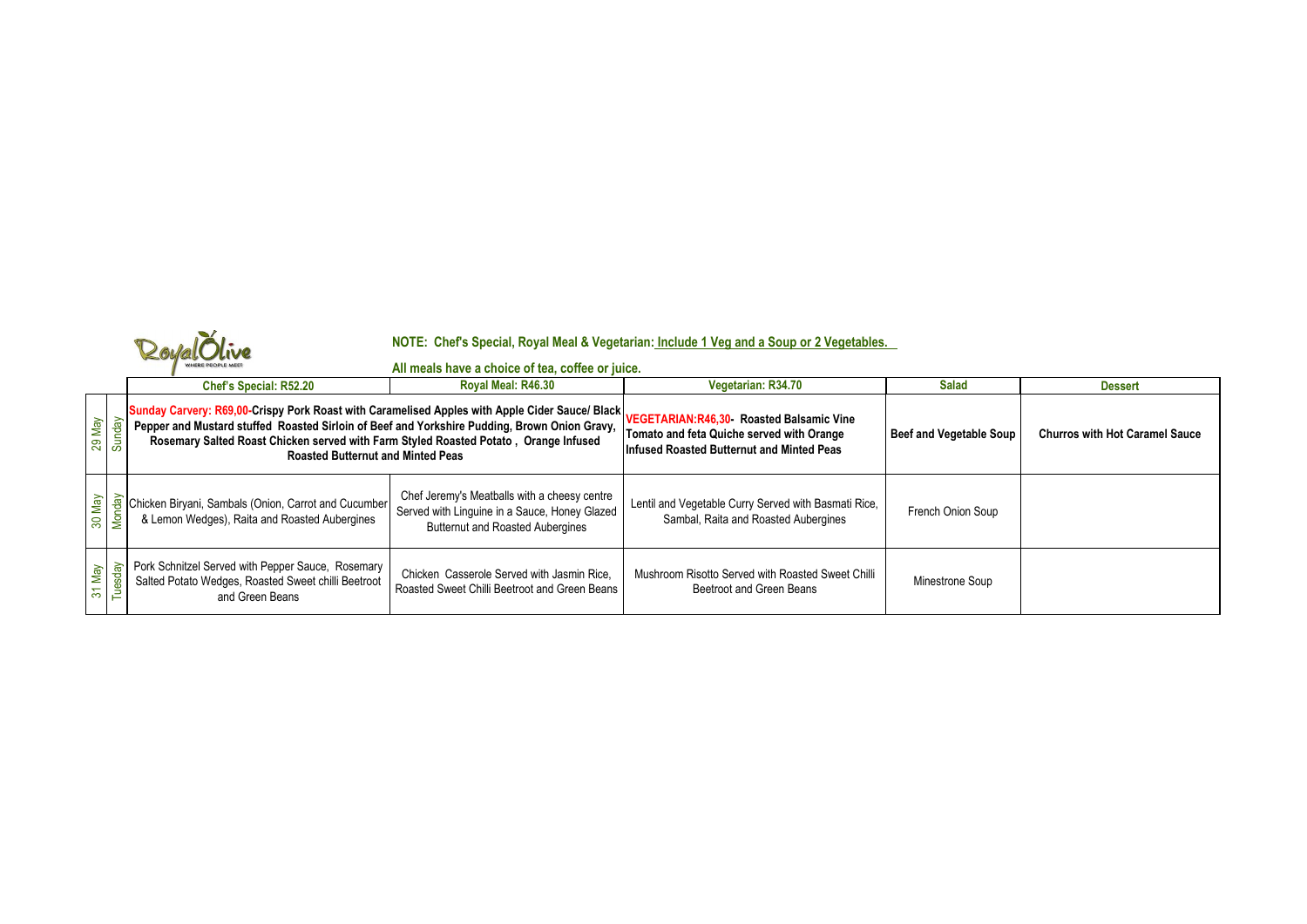**Royal Olive** — WHERE PEOPLE MEET

**NOTE: Chef's Special, Royal Meal & Vegetarian: Include 1 Veg and a Soup or 2 Vegetables.**

**All meals have a choice of tea, coffee or juice.**

| | | Chef's Special: R52.20 | Royal Meal: R46.30 | Vegetarian: R34.70 | Salad | Dessert |
|---|---|---|---|---|---|---|
| 29 May | Sunday | **Sunday Carvery: R69,00-Crispy Pork Roast with Caramelised Apples with Apple Cider Sauce/ Black Pepper and Mustard stuffed Roasted Sirloin of Beef and Yorkshire Pudding, Brown Onion Gravy, Rosemary Salted Roast Chicken served with Farm Styled Roasted Potato , Orange Infused Roasted Butternut and Minted Peas** | | **VEGETARIAN:R46,30- Roasted Balsamic Vine Tomato and feta Quiche served with Orange Infused Roasted Butternut and Minted Peas** | **Beef and Vegetable Soup** | **Churros with Hot Caramel Sauce** |
| 30 May | Monday | Chicken Biryani, Sambals (Onion, Carrot and Cucumber & Lemon Wedges), Raita and Roasted Aubergines | Chef Jeremy's Meatballs with a cheesy centre Served with Linguine in a Sauce, Honey Glazed Butternut and Roasted Aubergines | Lentil and Vegetable Curry Served with Basmati Rice, Sambal, Raita and Roasted Aubergines | French Onion Soup | |
| 31 May | Tuesday | Pork Schnitzel Served with Pepper Sauce, Rosemary Salted Potato Wedges, Roasted Sweet chilli Beetroot and Green Beans | Chicken Casserole Served with Jasmin Rice, Roasted Sweet Chilli Beetroot and Green Beans | Mushroom Risotto Served with Roasted Sweet Chilli Beetroot and Green Beans | Minestrone Soup | |